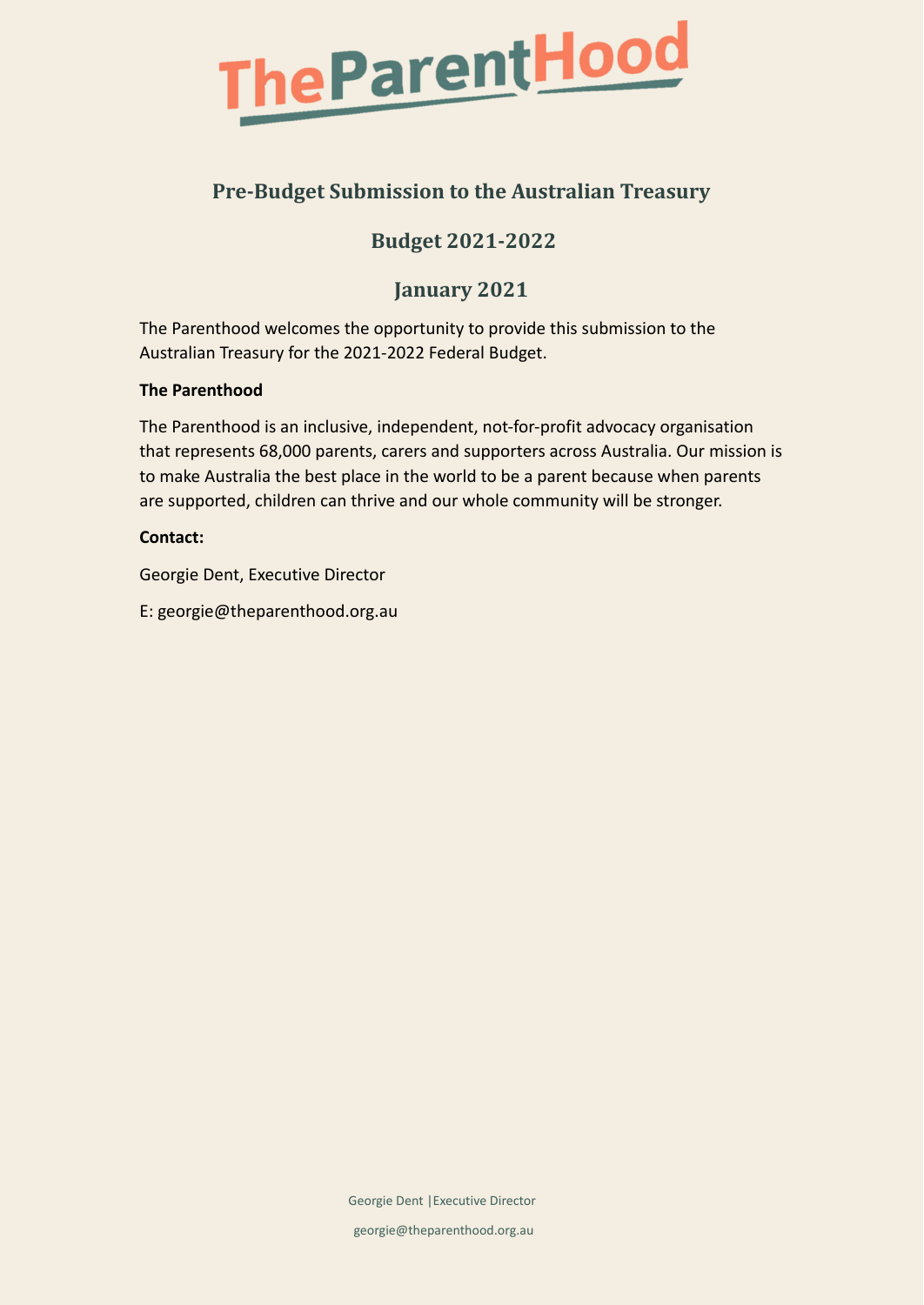# TheParentHood

## Pre-Budget Submission to the Australian Treasury

## Budget 2021-2022

## January 2021

The Parenthood welcomes the opportunity to provide this submission to the Australian Treasury for the 2021-2022 Federal Budget.

**The Parenthood**

The Parenthood is an inclusive, independent, not-for-profit advocacy organisation that represents 68,000 parents, carers and supporters across Australia. Our mission is to make Australia the best place in the world to be a parent because when parents are supported, children can thrive and our whole community will be stronger.

**Contact:**

Georgie Dent, Executive Director

E: georgie@theparenthood.org.au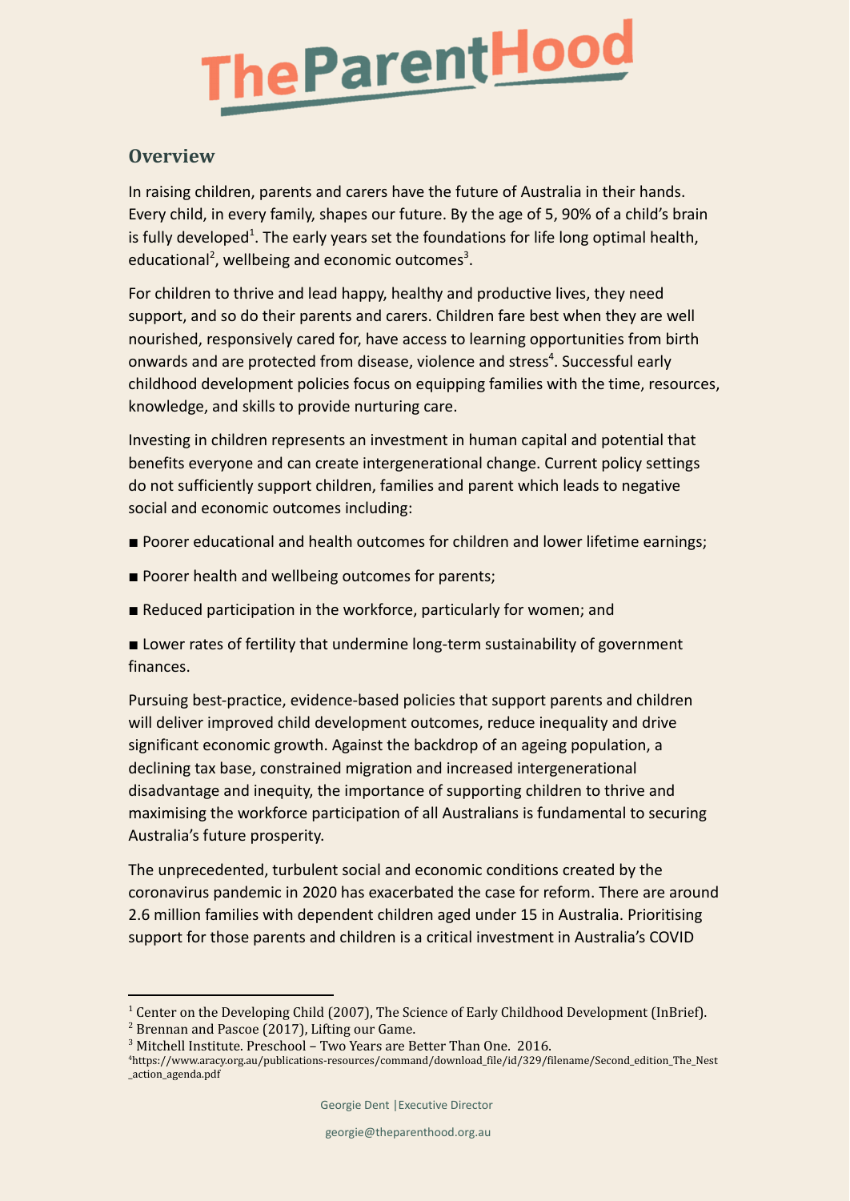## Overview

In raising children, parents and carers have the future of Australia in their hands. Every child, in every family, shapes our future. By the age of 5, 90% of a child's brain is fully developed[1]. The early years set the foundations for life long optimal health, educational[2], wellbeing and economic outcomes[3].

For children to thrive and lead happy, healthy and productive lives, they need support, and so do their parents and carers. Children fare best when they are well nourished, responsively cared for, have access to learning opportunities from birth onwards and are protected from disease, violence and stress[4]. Successful early childhood development policies focus on equipping families with the time, resources, knowledge, and skills to provide nurturing care.

Investing in children represents an investment in human capital and potential that benefits everyone and can create intergenerational change. Current policy settings do not sufficiently support children, families and parent which leads to negative social and economic outcomes including:

- Poorer educational and health outcomes for children and lower lifetime earnings;
- Poorer health and wellbeing outcomes for parents;
- Reduced participation in the workforce, particularly for women; and
- Lower rates of fertility that undermine long-term sustainability of government finances.

Pursuing best-practice, evidence-based policies that support parents and children will deliver improved child development outcomes, reduce inequality and drive significant economic growth. Against the backdrop of an ageing population, a declining tax base, constrained migration and increased intergenerational disadvantage and inequity, the importance of supporting children to thrive and maximising the workforce participation of all Australians is fundamental to securing Australia's future prosperity.

The unprecedented, turbulent social and economic conditions created by the coronavirus pandemic in 2020 has exacerbated the case for reform. There are around 2.6 million families with dependent children aged under 15 in Australia. Prioritising support for those parents and children is a critical investment in Australia's COVID

---

[1] Center on the Developing Child (2007), The Science of Early Childhood Development (InBrief).
[2] Brennan and Pascoe (2017), Lifting our Game.
[3] Mitchell Institute. Preschool – Two Years are Better Than One. 2016.
[4] https://www.aracy.org.au/publications-resources/command/download_file/id/329/filename/Second_edition_The_Nest_action_agenda.pdf

Georgie Dent | Executive Director

georgie@theparenthood.org.au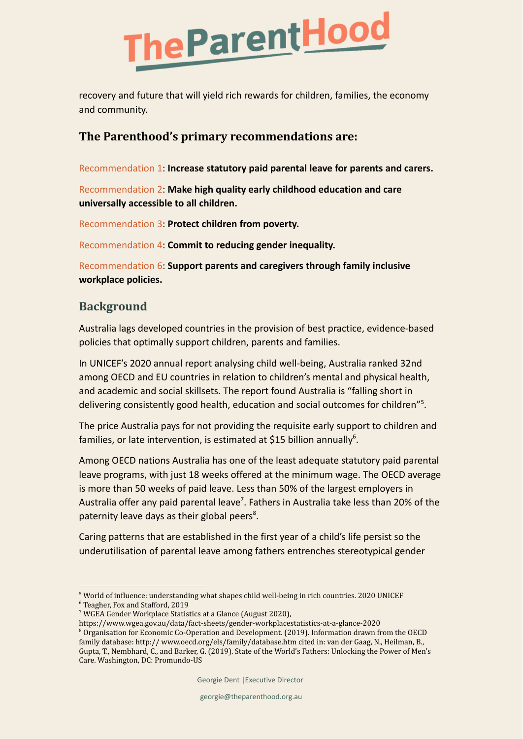recovery and future that will yield rich rewards for children, families, the economy and community.

### The Parenthood's primary recommendations are:

Recommendation 1: **Increase statutory paid parental leave for parents and carers.**

Recommendation 2: **Make high quality early childhood education and care universally accessible to all children.**

Recommendation 3: **Protect children from poverty.**

Recommendation 4: **Commit to reducing gender inequality.**

Recommendation 6: **Support parents and caregivers through family inclusive workplace policies.**

## Background

Australia lags developed countries in the provision of best practice, evidence-based policies that optimally support children, parents and families.

In UNICEF's 2020 annual report analysing child well-being, Australia ranked 32nd among OECD and EU countries in relation to children's mental and physical health, and academic and social skillsets. The report found Australia is "falling short in delivering consistently good health, education and social outcomes for children"[5].

The price Australia pays for not providing the requisite early support to children and families, or late intervention, is estimated at $15 billion annually[6].

Among OECD nations Australia has one of the least adequate statutory paid parental leave programs, with just 18 weeks offered at the minimum wage. The OECD average is more than 50 weeks of paid leave. Less than 50% of the largest employers in Australia offer any paid parental leave[7]. Fathers in Australia take less than 20% of the paternity leave days as their global peers[8].

Caring patterns that are established in the first year of a child's life persist so the underutilisation of parental leave among fathers entrenches stereotypical gender

---

[5] World of influence: understanding what shapes child well-being in rich countries. 2020 UNICEF

[6] Teagher, Fox and Stafford, 2019

[7] WGEA Gender Workplace Statistics at a Glance (August 2020), https://www.wgea.gov.au/data/fact-sheets/gender-workplacestatistics-at-a-glance-2020

[8] Organisation for Economic Co-Operation and Development. (2019). Information drawn from the OECD family database: http:// www.oecd.org/els/family/database.htm cited in: van der Gaag, N., Heilman, B., Gupta, T., Nembhard, C., and Barker, G. (2019). State of the World's Fathers: Unlocking the Power of Men's Care. Washington, DC: Promundo-US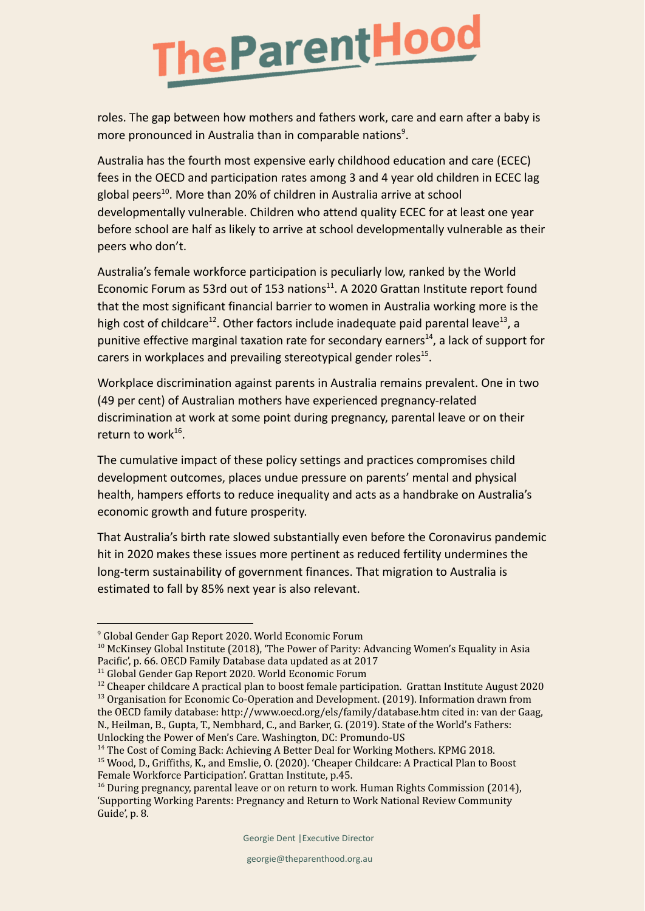roles. The gap between how mothers and fathers work, care and earn after a baby is more pronounced in Australia than in comparable nations[9].

Australia has the fourth most expensive early childhood education and care (ECEC) fees in the OECD and participation rates among 3 and 4 year old children in ECEC lag global peers[10]. More than 20% of children in Australia arrive at school developmentally vulnerable. Children who attend quality ECEC for at least one year before school are half as likely to arrive at school developmentally vulnerable as their peers who don't.

Australia's female workforce participation is peculiarly low, ranked by the World Economic Forum as 53rd out of 153 nations[11]. A 2020 Grattan Institute report found that the most significant financial barrier to women in Australia working more is the high cost of childcare[12]. Other factors include inadequate paid parental leave[13], a punitive effective marginal taxation rate for secondary earners[14], a lack of support for carers in workplaces and prevailing stereotypical gender roles[15].

Workplace discrimination against parents in Australia remains prevalent. One in two (49 per cent) of Australian mothers have experienced pregnancy-related discrimination at work at some point during pregnancy, parental leave or on their return to work[16].

The cumulative impact of these policy settings and practices compromises child development outcomes, places undue pressure on parents' mental and physical health, hampers efforts to reduce inequality and acts as a handbrake on Australia's economic growth and future prosperity.

That Australia's birth rate slowed substantially even before the Coronavirus pandemic hit in 2020 makes these issues more pertinent as reduced fertility undermines the long-term sustainability of government finances. That migration to Australia is estimated to fall by 85% next year is also relevant.

---

[9] Global Gender Gap Report 2020. World Economic Forum

[10] McKinsey Global Institute (2018), 'The Power of Parity: Advancing Women's Equality in Asia Pacific', p. 66. OECD Family Database data updated as at 2017

[11] Global Gender Gap Report 2020. World Economic Forum

[12] Cheaper childcare A practical plan to boost female participation. Grattan Institute August 2020

[13] Organisation for Economic Co-Operation and Development. (2019). Information drawn from the OECD family database: http://www.oecd.org/els/family/database.htm cited in: van der Gaag, N., Heilman, B., Gupta, T., Nembhard, C., and Barker, G. (2019). State of the World's Fathers: Unlocking the Power of Men's Care. Washington, DC: Promundo-US

[14] The Cost of Coming Back: Achieving A Better Deal for Working Mothers. KPMG 2018.

[15] Wood, D., Griffiths, K., and Emslie, O. (2020). 'Cheaper Childcare: A Practical Plan to Boost Female Workforce Participation'. Grattan Institute, p.45.

[16] During pregnancy, parental leave or on return to work. Human Rights Commission (2014), 'Supporting Working Parents: Pregnancy and Return to Work National Review Community Guide', p. 8.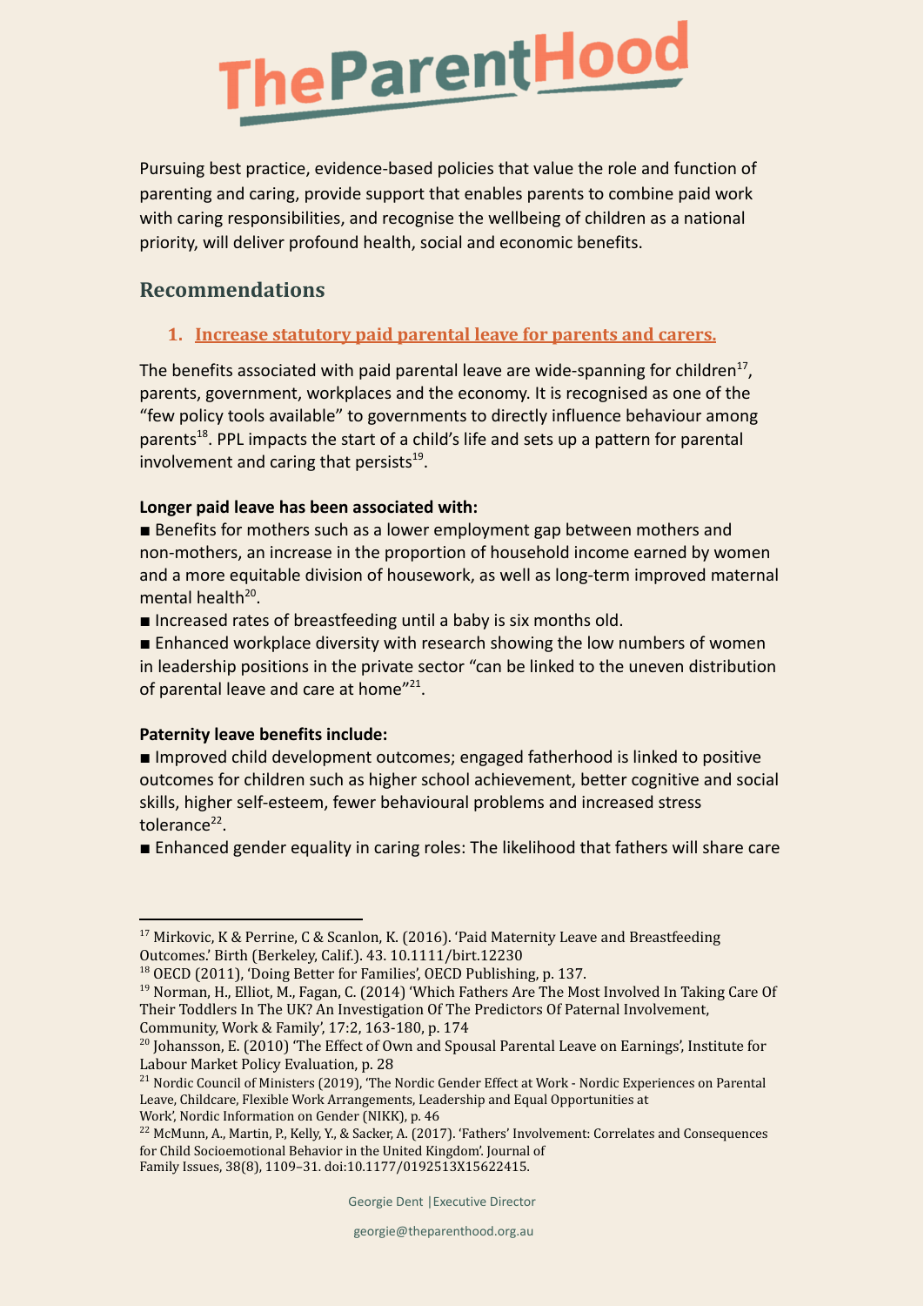Pursuing best practice, evidence-based policies that value the role and function of parenting and caring, provide support that enables parents to combine paid work with caring responsibilities, and recognise the wellbeing of children as a national priority, will deliver profound health, social and economic benefits.

## Recommendations

### 1. Increase statutory paid parental leave for parents and carers.

The benefits associated with paid parental leave are wide-spanning for children[17], parents, government, workplaces and the economy. It is recognised as one of the "few policy tools available" to governments to directly influence behaviour among parents[18]. PPL impacts the start of a child's life and sets up a pattern for parental involvement and caring that persists[19].

**Longer paid leave has been associated with:**

■ Benefits for mothers such as a lower employment gap between mothers and non-mothers, an increase in the proportion of household income earned by women and a more equitable division of housework, as well as long-term improved maternal mental health[20].

■ Increased rates of breastfeeding until a baby is six months old.

■ Enhanced workplace diversity with research showing the low numbers of women in leadership positions in the private sector "can be linked to the uneven distribution of parental leave and care at home"[21].

**Paternity leave benefits include:**

■ Improved child development outcomes; engaged fatherhood is linked to positive outcomes for children such as higher school achievement, better cognitive and social skills, higher self-esteem, fewer behavioural problems and increased stress tolerance[22].

■ Enhanced gender equality in caring roles: The likelihood that fathers will share care

---

[17] Mirkovic, K & Perrine, C & Scanlon, K. (2016). 'Paid Maternity Leave and Breastfeeding Outcomes.' Birth (Berkeley, Calif.). 43. 10.1111/birt.12230

[18] OECD (2011), 'Doing Better for Families', OECD Publishing, p. 137.

[19] Norman, H., Elliot, M., Fagan, C. (2014) 'Which Fathers Are The Most Involved In Taking Care Of Their Toddlers In The UK? An Investigation Of The Predictors Of Paternal Involvement, Community, Work & Family', 17:2, 163-180, p. 174

[20] Johansson, E. (2010) 'The Effect of Own and Spousal Parental Leave on Earnings', Institute for Labour Market Policy Evaluation, p. 28

[21] Nordic Council of Ministers (2019), 'The Nordic Gender Effect at Work - Nordic Experiences on Parental Leave, Childcare, Flexible Work Arrangements, Leadership and Equal Opportunities at Work', Nordic Information on Gender (NIKK), p. 46

[22] McMunn, A., Martin, P., Kelly, Y., & Sacker, A. (2017). 'Fathers' Involvement: Correlates and Consequences for Child Socioemotional Behavior in the United Kingdom'. Journal of Family Issues, 38(8), 1109–31. doi:10.1177/0192513X15622415.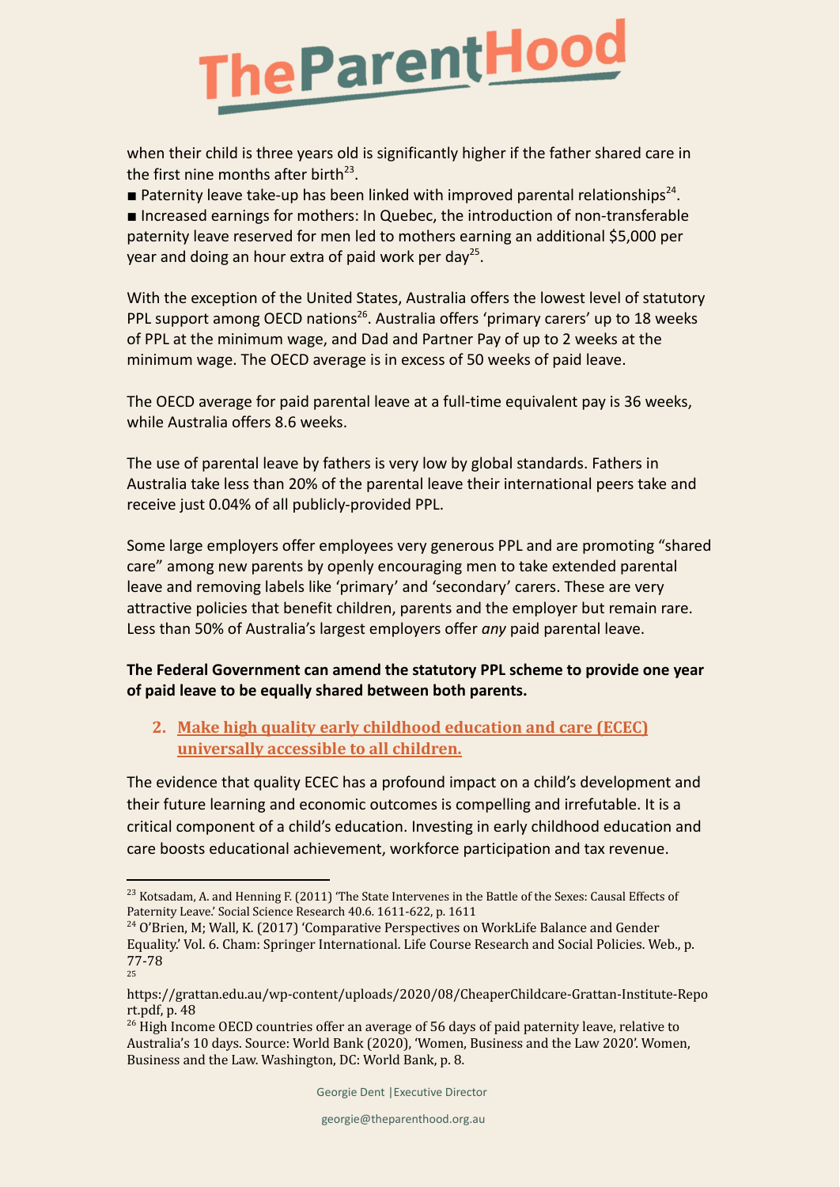when their child is three years old is significantly higher if the father shared care in the first nine months after birth[23].

■ Paternity leave take-up has been linked with improved parental relationships[24].

■ Increased earnings for mothers: In Quebec, the introduction of non-transferable paternity leave reserved for men led to mothers earning an additional $5,000 per year and doing an hour extra of paid work per day[25].

With the exception of the United States, Australia offers the lowest level of statutory PPL support among OECD nations[26]. Australia offers 'primary carers' up to 18 weeks of PPL at the minimum wage, and Dad and Partner Pay of up to 2 weeks at the minimum wage. The OECD average is in excess of 50 weeks of paid leave.

The OECD average for paid parental leave at a full-time equivalent pay is 36 weeks, while Australia offers 8.6 weeks.

The use of parental leave by fathers is very low by global standards. Fathers in Australia take less than 20% of the parental leave their international peers take and receive just 0.04% of all publicly-provided PPL.

Some large employers offer employees very generous PPL and are promoting "shared care" among new parents by openly encouraging men to take extended parental leave and removing labels like 'primary' and 'secondary' carers. These are very attractive policies that benefit children, parents and the employer but remain rare. Less than 50% of Australia's largest employers offer *any* paid parental leave.

**The Federal Government can amend the statutory PPL scheme to provide one year of paid leave to be equally shared between both parents.**

## 2. Make high quality early childhood education and care (ECEC) universally accessible to all children.

The evidence that quality ECEC has a profound impact on a child's development and their future learning and economic outcomes is compelling and irrefutable. It is a critical component of a child's education. Investing in early childhood education and care boosts educational achievement, workforce participation and tax revenue.

---

[23] Kotsadam, A. and Henning F. (2011) 'The State Intervenes in the Battle of the Sexes: Causal Effects of Paternity Leave.' Social Science Research 40.6. 1611-622, p. 1611

[24] O'Brien, M; Wall, K. (2017) 'Comparative Perspectives on WorkLife Balance and Gender Equality.' Vol. 6. Cham: Springer International. Life Course Research and Social Policies. Web., p. 77-78

[25] https://grattan.edu.au/wp-content/uploads/2020/08/CheaperChildcare-Grattan-Institute-Report.pdf, p. 48

[26] High Income OECD countries offer an average of 56 days of paid paternity leave, relative to Australia's 10 days. Source: World Bank (2020), 'Women, Business and the Law 2020'. Women, Business and the Law. Washington, DC: World Bank, p. 8.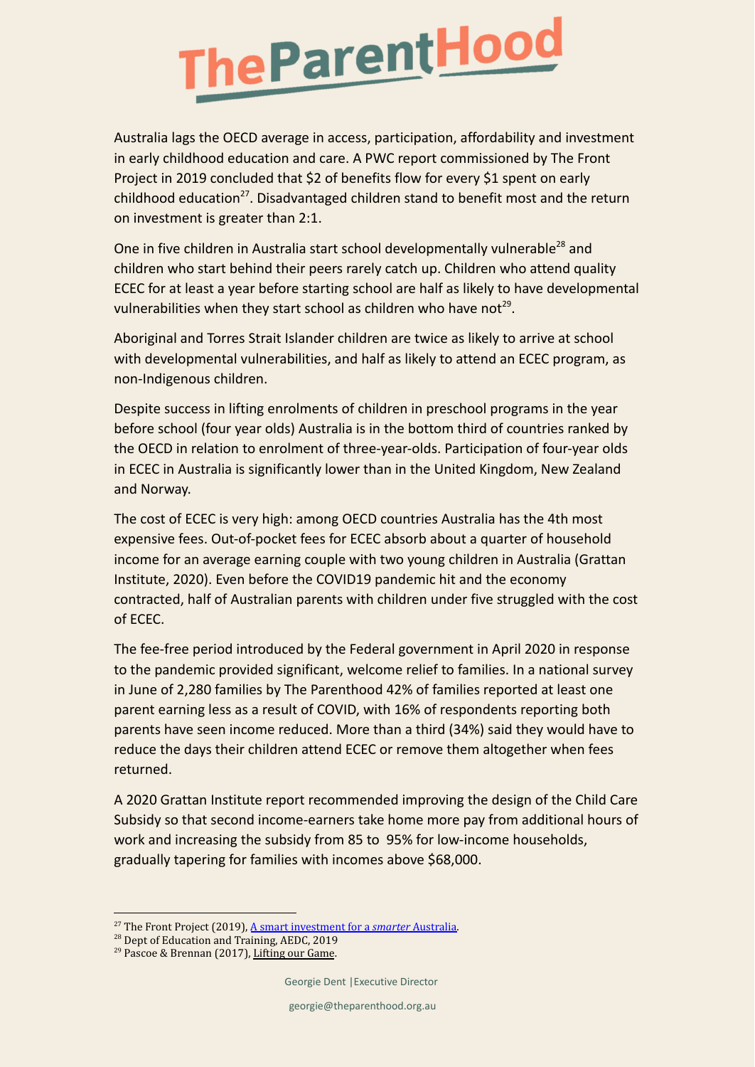Australia lags the OECD average in access, participation, affordability and investment in early childhood education and care. A PWC report commissioned by The Front Project in 2019 concluded that $2 of benefits flow for every $1 spent on early childhood education[27]. Disadvantaged children stand to benefit most and the return on investment is greater than 2:1.

One in five children in Australia start school developmentally vulnerable[28] and children who start behind their peers rarely catch up. Children who attend quality ECEC for at least a year before starting school are half as likely to have developmental vulnerabilities when they start school as children who have not[29].

Aboriginal and Torres Strait Islander children are twice as likely to arrive at school with developmental vulnerabilities, and half as likely to attend an ECEC program, as non-Indigenous children.

Despite success in lifting enrolments of children in preschool programs in the year before school (four year olds) Australia is in the bottom third of countries ranked by the OECD in relation to enrolment of three-year-olds. Participation of four-year olds in ECEC in Australia is significantly lower than in the United Kingdom, New Zealand and Norway.

The cost of ECEC is very high: among OECD countries Australia has the 4th most expensive fees. Out-of-pocket fees for ECEC absorb about a quarter of household income for an average earning couple with two young children in Australia (Grattan Institute, 2020). Even before the COVID19 pandemic hit and the economy contracted, half of Australian parents with children under five struggled with the cost of ECEC.

The fee-free period introduced by the Federal government in April 2020 in response to the pandemic provided significant, welcome relief to families. In a national survey in June of 2,280 families by The Parenthood 42% of families reported at least one parent earning less as a result of COVID, with 16% of respondents reporting both parents have seen income reduced. More than a third (34%) said they would have to reduce the days their children attend ECEC or remove them altogether when fees returned.

A 2020 Grattan Institute report recommended improving the design of the Child Care Subsidy so that second income-earners take home more pay from additional hours of work and increasing the subsidy from 85 to 95% for low-income households, gradually tapering for families with incomes above $68,000.

---

[27] The Front Project (2019), A smart investment for a *smarter* Australia.

[28] Dept of Education and Training, AEDC, 2019

[29] Pascoe & Brennan (2017), Lifting our Game.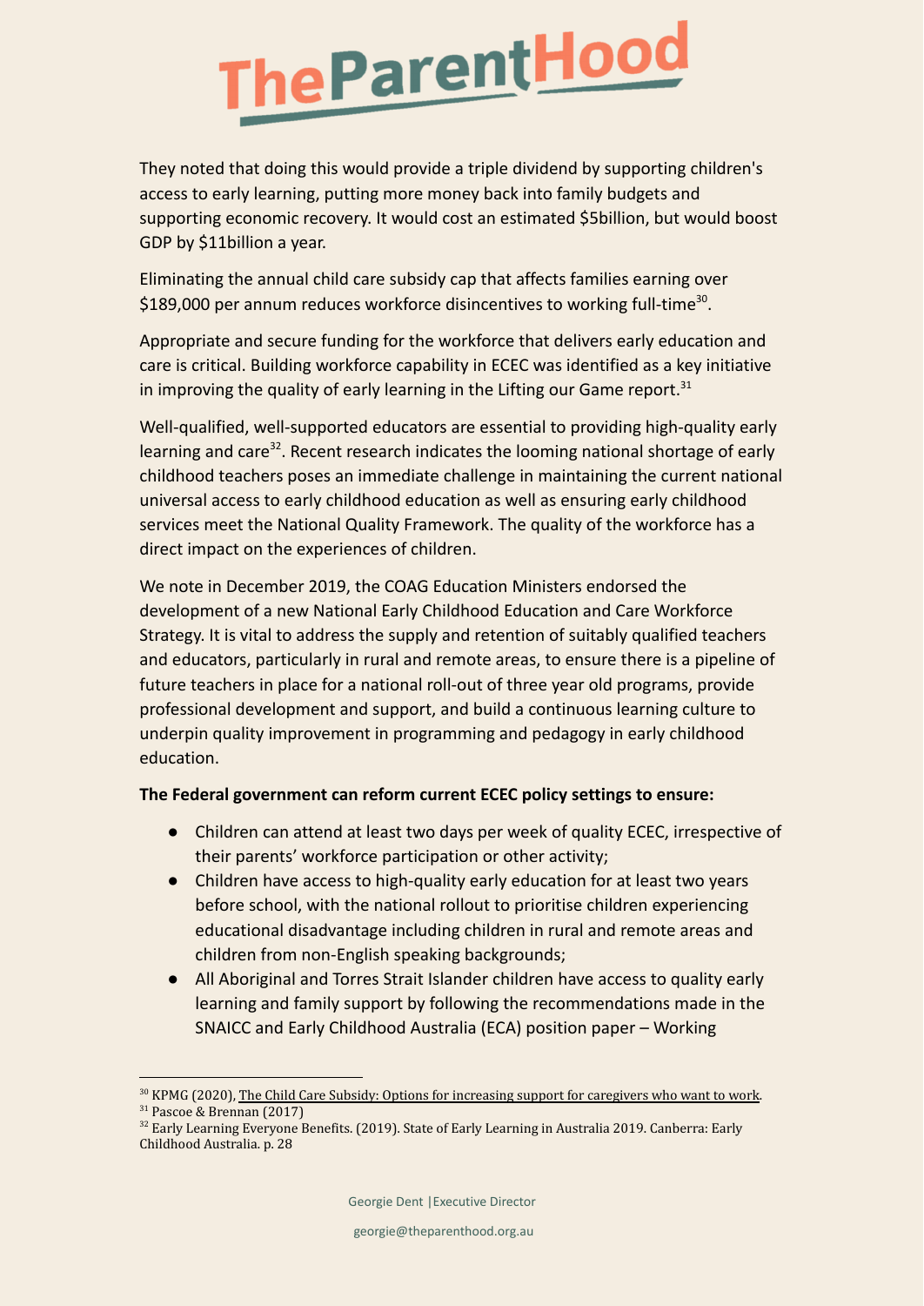They noted that doing this would provide a triple dividend by supporting children's access to early learning, putting more money back into family budgets and supporting economic recovery. It would cost an estimated $5billion, but would boost GDP by $11billion a year.

Eliminating the annual child care subsidy cap that affects families earning over $189,000 per annum reduces workforce disincentives to working full-time[30].

Appropriate and secure funding for the workforce that delivers early education and care is critical. Building workforce capability in ECEC was identified as a key initiative in improving the quality of early learning in the Lifting our Game report.[31]

Well-qualified, well-supported educators are essential to providing high-quality early learning and care[32]. Recent research indicates the looming national shortage of early childhood teachers poses an immediate challenge in maintaining the current national universal access to early childhood education as well as ensuring early childhood services meet the National Quality Framework. The quality of the workforce has a direct impact on the experiences of children.

We note in December 2019, the COAG Education Ministers endorsed the development of a new National Early Childhood Education and Care Workforce Strategy. It is vital to address the supply and retention of suitably qualified teachers and educators, particularly in rural and remote areas, to ensure there is a pipeline of future teachers in place for a national roll-out of three year old programs, provide professional development and support, and build a continuous learning culture to underpin quality improvement in programming and pedagogy in early childhood education.

**The Federal government can reform current ECEC policy settings to ensure:**

- Children can attend at least two days per week of quality ECEC, irrespective of their parents' workforce participation or other activity;
- Children have access to high-quality early education for at least two years before school, with the national rollout to prioritise children experiencing educational disadvantage including children in rural and remote areas and children from non-English speaking backgrounds;
- All Aboriginal and Torres Strait Islander children have access to quality early learning and family support by following the recommendations made in the SNAICC and Early Childhood Australia (ECA) position paper – Working

---

[30] KPMG (2020), The Child Care Subsidy: Options for increasing support for caregivers who want to work.

[31] Pascoe & Brennan (2017)

[32] Early Learning Everyone Benefits. (2019). State of Early Learning in Australia 2019. Canberra: Early Childhood Australia. p. 28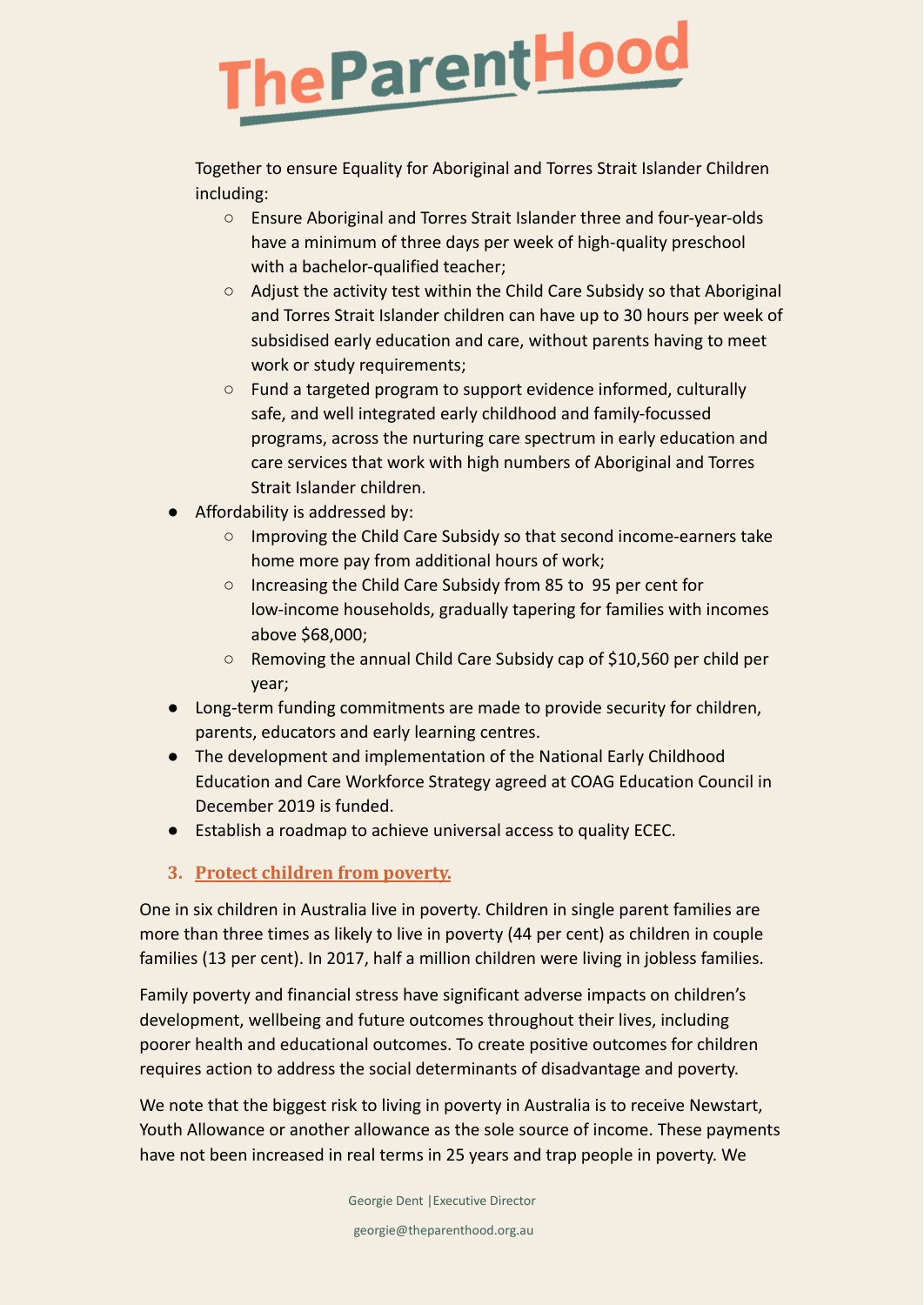Together to ensure Equality for Aboriginal and Torres Strait Islander Children including:

- Ensure Aboriginal and Torres Strait Islander three and four-year-olds have a minimum of three days per week of high-quality preschool with a bachelor-qualified teacher;
- Adjust the activity test within the Child Care Subsidy so that Aboriginal and Torres Strait Islander children can have up to 30 hours per week of subsidised early education and care, without parents having to meet work or study requirements;
- Fund a targeted program to support evidence informed, culturally safe, and well integrated early childhood and family-focussed programs, across the nurturing care spectrum in early education and care services that work with high numbers of Aboriginal and Torres Strait Islander children.

- Affordability is addressed by:
  - Improving the Child Care Subsidy so that second income-earners take home more pay from additional hours of work;
  - Increasing the Child Care Subsidy from 85 to 95 per cent for low-income households, gradually tapering for families with incomes above $68,000;
  - Removing the annual Child Care Subsidy cap of $10,560 per child per year;
- Long-term funding commitments are made to provide security for children, parents, educators and early learning centres.
- The development and implementation of the National Early Childhood Education and Care Workforce Strategy agreed at COAG Education Council in December 2019 is funded.
- Establish a roadmap to achieve universal access to quality ECEC.

### 3. Protect children from poverty.

One in six children in Australia live in poverty. Children in single parent families are more than three times as likely to live in poverty (44 per cent) as children in couple families (13 per cent). In 2017, half a million children were living in jobless families.

Family poverty and financial stress have significant adverse impacts on children's development, wellbeing and future outcomes throughout their lives, including poorer health and educational outcomes. To create positive outcomes for children requires action to address the social determinants of disadvantage and poverty.

We note that the biggest risk to living in poverty in Australia is to receive Newstart, Youth Allowance or another allowance as the sole source of income. These payments have not been increased in real terms in 25 years and trap people in poverty. We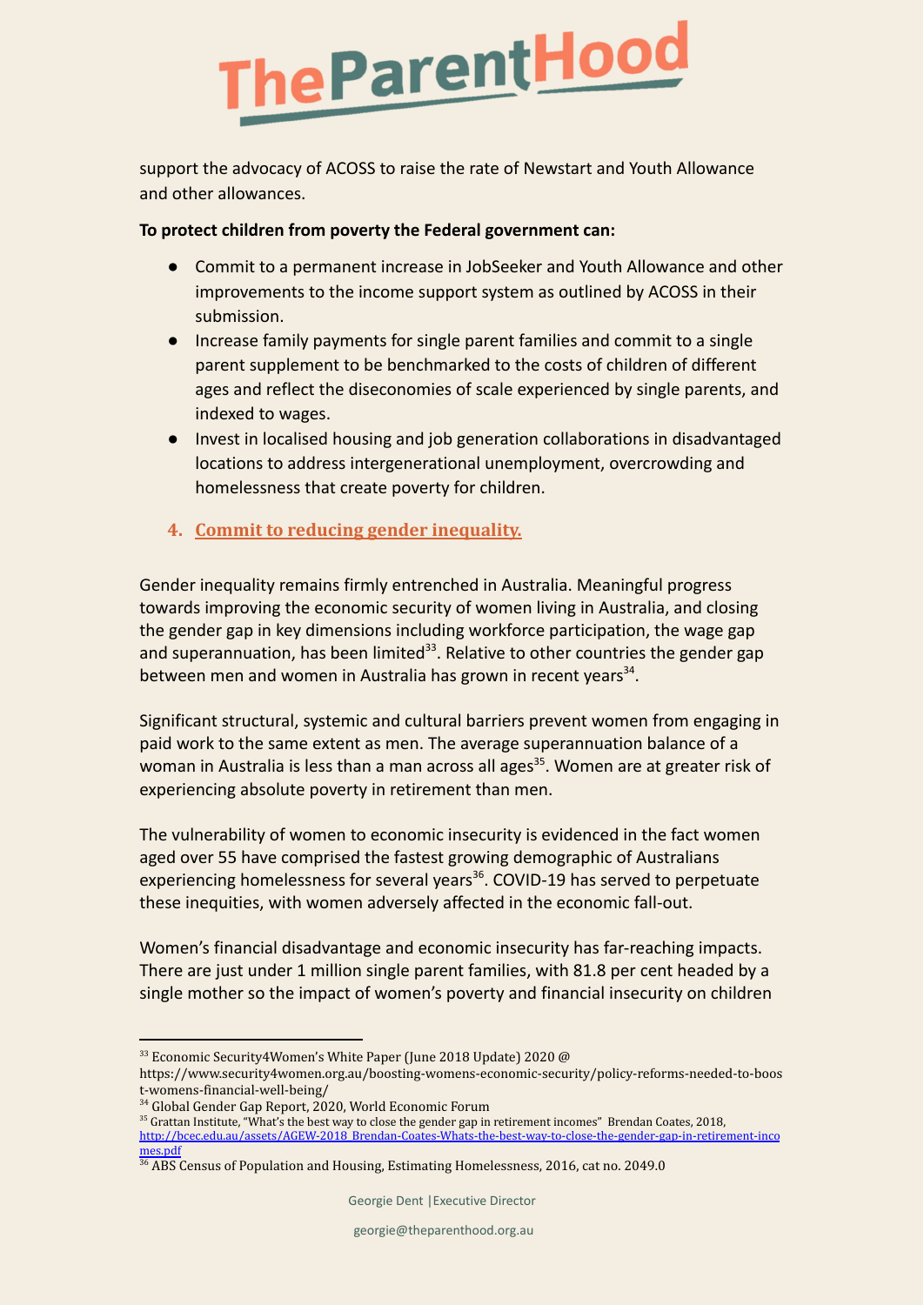support the advocacy of ACOSS to raise the rate of Newstart and Youth Allowance and other allowances.

**To protect children from poverty the Federal government can:**

- Commit to a permanent increase in JobSeeker and Youth Allowance and other improvements to the income support system as outlined by ACOSS in their submission.
- Increase family payments for single parent families and commit to a single parent supplement to be benchmarked to the costs of children of different ages and reflect the diseconomies of scale experienced by single parents, and indexed to wages.
- Invest in localised housing and job generation collaborations in disadvantaged locations to address intergenerational unemployment, overcrowding and homelessness that create poverty for children.

## 4. Commit to reducing gender inequality.

Gender inequality remains firmly entrenched in Australia. Meaningful progress towards improving the economic security of women living in Australia, and closing the gender gap in key dimensions including workforce participation, the wage gap and superannuation, has been limited[33]. Relative to other countries the gender gap between men and women in Australia has grown in recent years[34].

Significant structural, systemic and cultural barriers prevent women from engaging in paid work to the same extent as men. The average superannuation balance of a woman in Australia is less than a man across all ages[35]. Women are at greater risk of experiencing absolute poverty in retirement than men.

The vulnerability of women to economic insecurity is evidenced in the fact women aged over 55 have comprised the fastest growing demographic of Australians experiencing homelessness for several years[36]. COVID-19 has served to perpetuate these inequities, with women adversely affected in the economic fall-out.

Women's financial disadvantage and economic insecurity has far-reaching impacts. There are just under 1 million single parent families, with 81.8 per cent headed by a single mother so the impact of women's poverty and financial insecurity on children

---

[33] Economic Security4Women's White Paper (June 2018 Update) 2020 @ https://www.security4women.org.au/boosting-womens-economic-security/policy-reforms-needed-to-boost-womens-financial-well-being/

[34] Global Gender Gap Report, 2020, World Economic Forum

[35] Grattan Institute, "What's the best way to close the gender gap in retirement incomes" Brendan Coates, 2018, http://bcec.edu.au/assets/AGEW-2018_Brendan-Coates-Whats-the-best-way-to-close-the-gender-gap-in-retirement-incomes.pdf

[36] ABS Census of Population and Housing, Estimating Homelessness, 2016, cat no. 2049.0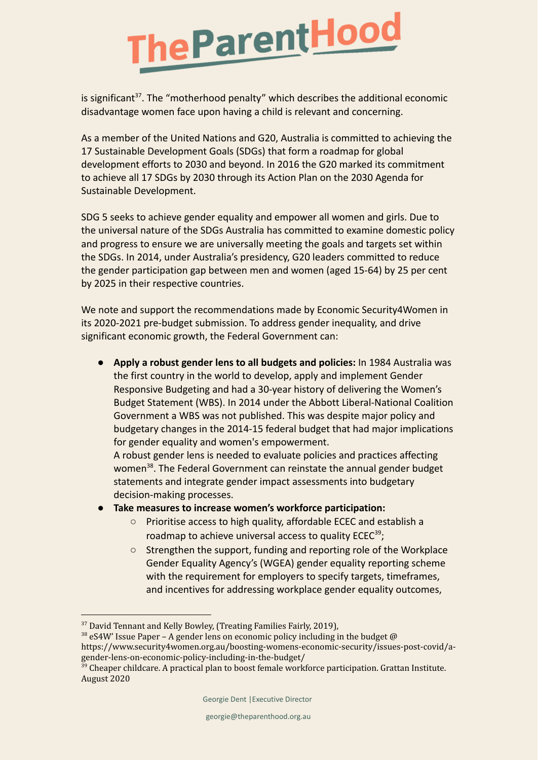is significant[37]. The "motherhood penalty" which describes the additional economic disadvantage women face upon having a child is relevant and concerning.

As a member of the United Nations and G20, Australia is committed to achieving the 17 Sustainable Development Goals (SDGs) that form a roadmap for global development efforts to 2030 and beyond. In 2016 the G20 marked its commitment to achieve all 17 SDGs by 2030 through its Action Plan on the 2030 Agenda for Sustainable Development.

SDG 5 seeks to achieve gender equality and empower all women and girls. Due to the universal nature of the SDGs Australia has committed to examine domestic policy and progress to ensure we are universally meeting the goals and targets set within the SDGs. In 2014, under Australia's presidency, G20 leaders committed to reduce the gender participation gap between men and women (aged 15-64) by 25 per cent by 2025 in their respective countries.

We note and support the recommendations made by Economic Security4Women in its 2020-2021 pre-budget submission. To address gender inequality, and drive significant economic growth, the Federal Government can:

- **Apply a robust gender lens to all budgets and policies:** In 1984 Australia was the first country in the world to develop, apply and implement Gender Responsive Budgeting and had a 30-year history of delivering the Women's Budget Statement (WBS). In 2014 under the Abbott Liberal-National Coalition Government a WBS was not published. This was despite major policy and budgetary changes in the 2014-15 federal budget that had major implications for gender equality and women's empowerment.
  A robust gender lens is needed to evaluate policies and practices affecting women[38]. The Federal Government can reinstate the annual gender budget statements and integrate gender impact assessments into budgetary decision-making processes.
- **Take measures to increase women's workforce participation:**
  - Prioritise access to high quality, affordable ECEC and establish a roadmap to achieve universal access to quality ECEC[39];
  - Strengthen the support, funding and reporting role of the Workplace Gender Equality Agency's (WGEA) gender equality reporting scheme with the requirement for employers to specify targets, timeframes, and incentives for addressing workplace gender equality outcomes,

---

[37] David Tennant and Kelly Bowley, (Treating Families Fairly, 2019),

[38] eS4W' Issue Paper – A gender lens on economic policy including in the budget @ https://www.security4women.org.au/boosting-womens-economic-security/issues-post-covid/a-gender-lens-on-economic-policy-including-in-the-budget/

[39] Cheaper childcare. A practical plan to boost female workforce participation. Grattan Institute. August 2020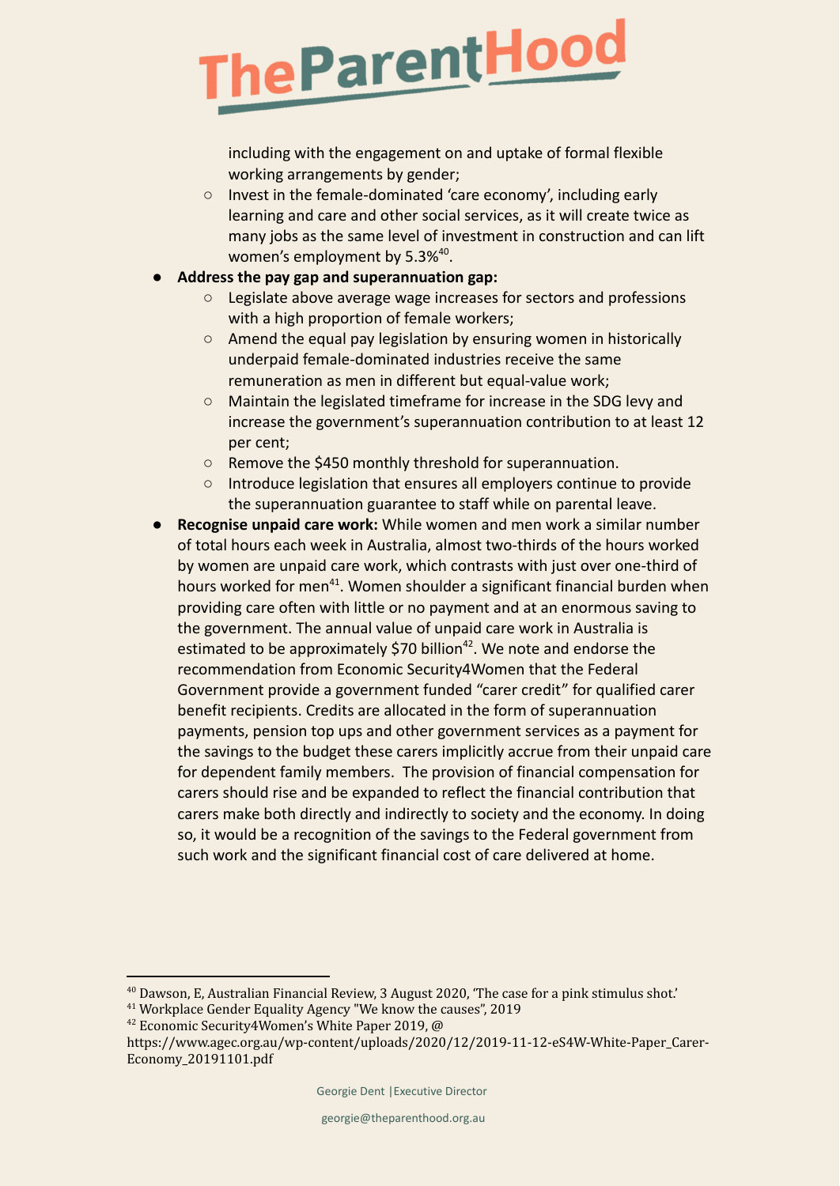including with the engagement on and uptake of formal flexible working arrangements by gender;
    - Invest in the female-dominated 'care economy', including early learning and care and other social services, as it will create twice as many jobs as the same level of investment in construction and can lift women's employment by 5.3%[40].
- **Address the pay gap and superannuation gap:**
    - Legislate above average wage increases for sectors and professions with a high proportion of female workers;
    - Amend the equal pay legislation by ensuring women in historically underpaid female-dominated industries receive the same remuneration as men in different but equal-value work;
    - Maintain the legislated timeframe for increase in the SDG levy and increase the government's superannuation contribution to at least 12 per cent;
    - Remove the $450 monthly threshold for superannuation.
    - Introduce legislation that ensures all employers continue to provide the superannuation guarantee to staff while on parental leave.
- **Recognise unpaid care work:** While women and men work a similar number of total hours each week in Australia, almost two-thirds of the hours worked by women are unpaid care work, which contrasts with just over one-third of hours worked for men[41]. Women shoulder a significant financial burden when providing care often with little or no payment and at an enormous saving to the government. The annual value of unpaid care work in Australia is estimated to be approximately $70 billion[42]. We note and endorse the recommendation from Economic Security4Women that the Federal Government provide a government funded "carer credit" for qualified carer benefit recipients. Credits are allocated in the form of superannuation payments, pension top ups and other government services as a payment for the savings to the budget these carers implicitly accrue from their unpaid care for dependent family members. The provision of financial compensation for carers should rise and be expanded to reflect the financial contribution that carers make both directly and indirectly to society and the economy. In doing so, it would be a recognition of the savings to the Federal government from such work and the significant financial cost of care delivered at home.

---

[40] Dawson, E, Australian Financial Review, 3 August 2020, 'The case for a pink stimulus shot.'
[41] Workplace Gender Equality Agency "We know the causes", 2019
[42] Economic Security4Women's White Paper 2019, @ https://www.agec.org.au/wp-content/uploads/2020/12/2019-11-12-eS4W-White-Paper_Carer-Economy_20191101.pdf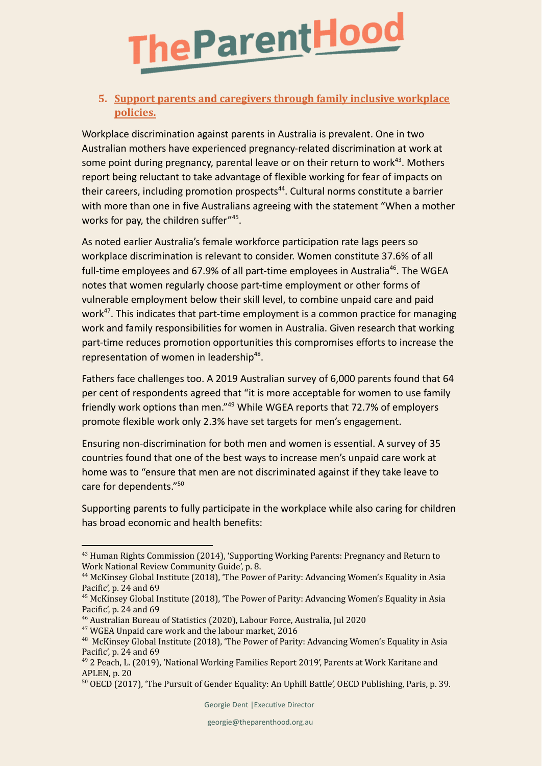5. **Support parents and caregivers through family inclusive workplace policies.**

Workplace discrimination against parents in Australia is prevalent. One in two Australian mothers have experienced pregnancy-related discrimination at work at some point during pregnancy, parental leave or on their return to work[43]. Mothers report being reluctant to take advantage of flexible working for fear of impacts on their careers, including promotion prospects[44]. Cultural norms constitute a barrier with more than one in five Australians agreeing with the statement "When a mother works for pay, the children suffer"[45].

As noted earlier Australia's female workforce participation rate lags peers so workplace discrimination is relevant to consider. Women constitute 37.6% of all full-time employees and 67.9% of all part-time employees in Australia[46]. The WGEA notes that women regularly choose part-time employment or other forms of vulnerable employment below their skill level, to combine unpaid care and paid work[47]. This indicates that part-time employment is a common practice for managing work and family responsibilities for women in Australia. Given research that working part-time reduces promotion opportunities this compromises efforts to increase the representation of women in leadership[48].

Fathers face challenges too. A 2019 Australian survey of 6,000 parents found that 64 per cent of respondents agreed that "it is more acceptable for women to use family friendly work options than men."[49] While WGEA reports that 72.7% of employers promote flexible work only 2.3% have set targets for men's engagement.

Ensuring non-discrimination for both men and women is essential. A survey of 35 countries found that one of the best ways to increase men's unpaid care work at home was to "ensure that men are not discriminated against if they take leave to care for dependents."[50]

Supporting parents to fully participate in the workplace while also caring for children has broad economic and health benefits:

---

[43] Human Rights Commission (2014), 'Supporting Working Parents: Pregnancy and Return to Work National Review Community Guide', p. 8.

[44] McKinsey Global Institute (2018), 'The Power of Parity: Advancing Women's Equality in Asia Pacific', p. 24 and 69

[45] McKinsey Global Institute (2018), 'The Power of Parity: Advancing Women's Equality in Asia Pacific', p. 24 and 69

[46] Australian Bureau of Statistics (2020), Labour Force, Australia, Jul 2020

[47] WGEA Unpaid care work and the labour market, 2016

[48] McKinsey Global Institute (2018), 'The Power of Parity: Advancing Women's Equality in Asia Pacific', p. 24 and 69

[49] 2 Peach, L. (2019), 'National Working Families Report 2019', Parents at Work Karitane and APLEN, p. 20

[50] OECD (2017), 'The Pursuit of Gender Equality: An Uphill Battle', OECD Publishing, Paris, p. 39.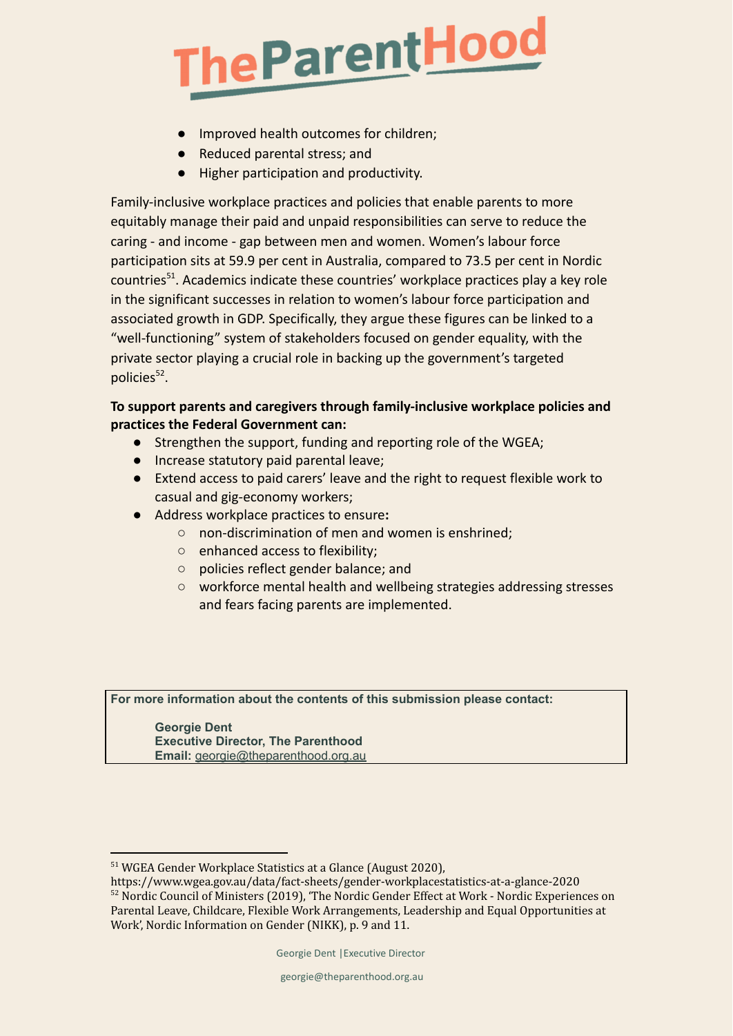- Improved health outcomes for children;
- Reduced parental stress; and
- Higher participation and productivity.

Family-inclusive workplace practices and policies that enable parents to more equitably manage their paid and unpaid responsibilities can serve to reduce the caring - and income - gap between men and women. Women's labour force participation sits at 59.9 per cent in Australia, compared to 73.5 per cent in Nordic countries[51]. Academics indicate these countries' workplace practices play a key role in the significant successes in relation to women's labour force participation and associated growth in GDP. Specifically, they argue these figures can be linked to a "well-functioning" system of stakeholders focused on gender equality, with the private sector playing a crucial role in backing up the government's targeted policies[52].

**To support parents and caregivers through family-inclusive workplace policies and practices the Federal Government can:**

- Strengthen the support, funding and reporting role of the WGEA;
- Increase statutory paid parental leave;
- Extend access to paid carers' leave and the right to request flexible work to casual and gig-economy workers;
- Address workplace practices to ensure**:**
    - non-discrimination of men and women is enshrined;
    - enhanced access to flexibility;
    - policies reflect gender balance; and
    - workforce mental health and wellbeing strategies addressing stresses and fears facing parents are implemented.

**For more information about the contents of this submission please contact:**

**Georgie Dent**
**Executive Director, The Parenthood**
**Email:** georgie@theparenthood.org.au

[51] WGEA Gender Workplace Statistics at a Glance (August 2020), https://www.wgea.gov.au/data/fact-sheets/gender-workplacestatistics-at-a-glance-2020

[52] Nordic Council of Ministers (2019), 'The Nordic Gender Effect at Work - Nordic Experiences on Parental Leave, Childcare, Flexible Work Arrangements, Leadership and Equal Opportunities at Work', Nordic Information on Gender (NIKK), p. 9 and 11.